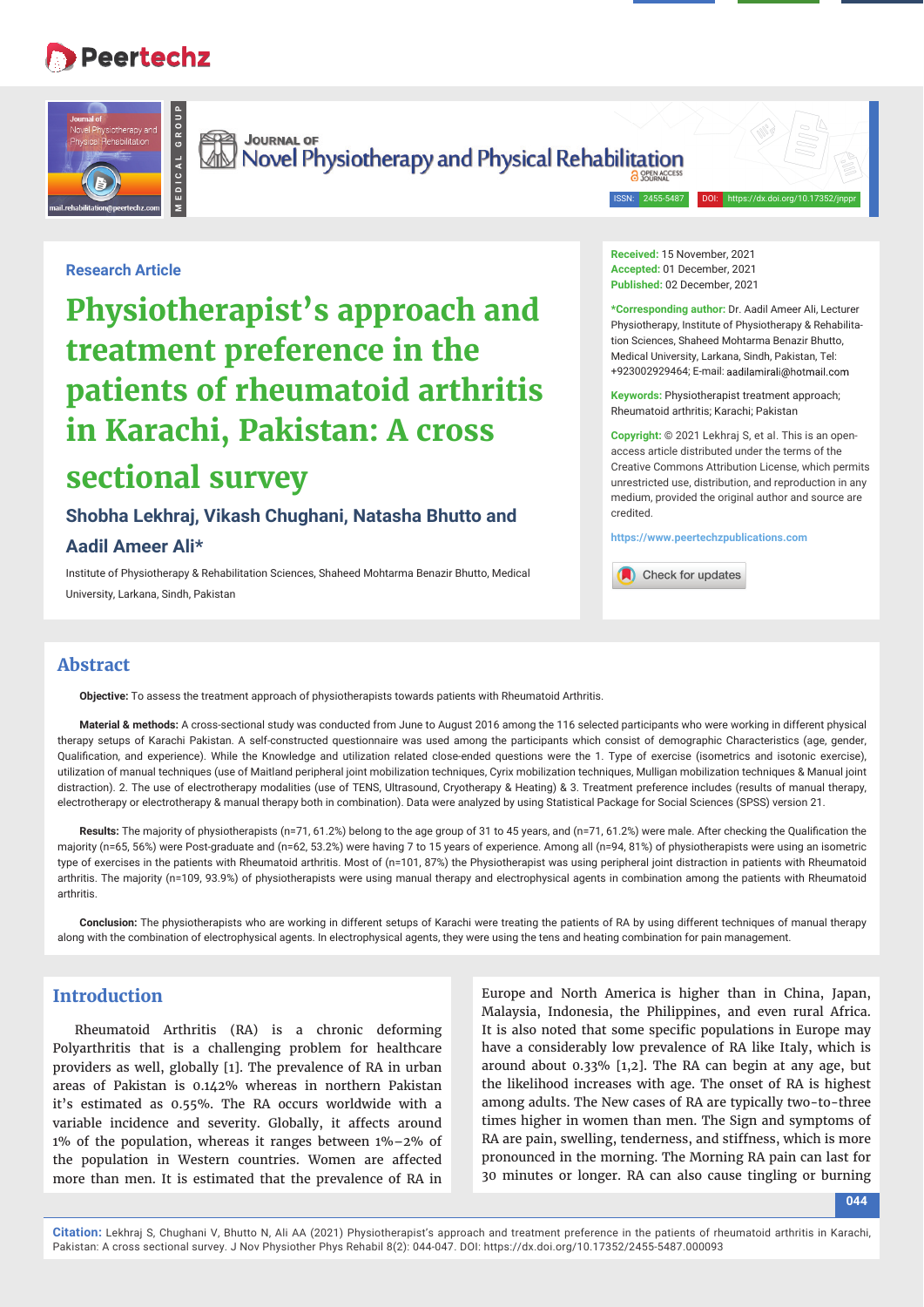Research Article

# Physiotherapist's approach and treatment preference in the patients of rheumatoid arthritis in Karachi, Pakistan: A cross sectional survey

**Shobha Lekhraj, Vikash Chughani, Natasha Bhutto and Aadil Ameer Ali***

Institute of Physiotherapy & Rehabilitation Sciences, Shaheed Mohtarma Benazir Bhutto, Medical University, Larkana, Sindh, Pakistan

**Received:** 15 November, 2021
**Accepted:** 01 December, 2021
**Published:** 02 December, 2021

***Corresponding author:** Dr. Aadil Ameer Ali, Lecturer Physiotherapy, Institute of Physiotherapy & Rehabilitation Sciences, Shaheed Mohtarma Benazir Bhutto, Medical University, Larkana, Sindh, Pakistan, Tel: +923002929464; E-mail: aadilamirali@hotmail.com

**Keywords:** Physiotherapist treatment approach; Rheumatoid arthritis; Karachi; Pakistan

**Copyright:** © 2021 Lekhraj S, et al. This is an open-access article distributed under the terms of the Creative Commons Attribution License, which permits unrestricted use, distribution, and reproduction in any medium, provided the original author and source are credited.

https://www.peertechzpublications.com

## Abstract

**Objective:** To assess the treatment approach of physiotherapists towards patients with Rheumatoid Arthritis.

**Material & methods:** A cross-sectional study was conducted from June to August 2016 among the 116 selected participants who were working in different physical therapy setups of Karachi Pakistan. A self-constructed questionnaire was used among the participants which consist of demographic Characteristics (age, gender, Qualification, and experience). While the Knowledge and utilization related close-ended questions were the 1. Type of exercise (isometrics and isotonic exercise), utilization of manual techniques (use of Maitland peripheral joint mobilization techniques, Cyrix mobilization techniques, Mulligan mobilization techniques & Manual joint distraction). 2. The use of electrotherapy modalities (use of TENS, Ultrasound, Cryotherapy & Heating) & 3. Treatment preference includes (results of manual therapy, electrotherapy or electrotherapy & manual therapy both in combination). Data were analyzed by using Statistical Package for Social Sciences (SPSS) version 21.

**Results:** The majority of physiotherapists (n=71, 61.2%) belong to the age group of 31 to 45 years, and (n=71, 61.2%) were male. After checking the Qualification the majority (n=65, 56%) were Post-graduate and (n=62, 53.2%) were having 7 to 15 years of experience. Among all (n=94, 81%) of physiotherapists were using an isometric type of exercises in the patients with Rheumatoid arthritis. Most of (n=101, 87%) the Physiotherapist was using peripheral joint distraction in patients with Rheumatoid arthritis. The majority (n=109, 93.9%) of physiotherapists were using manual therapy and electrophysical agents in combination among the patients with Rheumatoid arthritis.

**Conclusion:** The physiotherapists who are working in different setups of Karachi were treating the patients of RA by using different techniques of manual therapy along with the combination of electrophysical agents. In electrophysical agents, they were using the tens and heating combination for pain management.

## Introduction

Rheumatoid Arthritis (RA) is a chronic deforming Polyarthritis that is a challenging problem for healthcare providers as well, globally [1]. The prevalence of RA in urban areas of Pakistan is 0.142% whereas in northern Pakistan it's estimated as 0.55%. The RA occurs worldwide with a variable incidence and severity. Globally, it affects around 1% of the population, whereas it ranges between 1%–2% of the population in Western countries. Women are affected more than men. It is estimated that the prevalence of RA in Europe and North America is higher than in China, Japan, Malaysia, Indonesia, the Philippines, and even rural Africa. It is also noted that some specific populations in Europe may have a considerably low prevalence of RA like Italy, which is around about 0.33% [1,2]. The RA can begin at any age, but the likelihood increases with age. The onset of RA is highest among adults. The New cases of RA are typically two-to-three times higher in women than men. The Sign and symptoms of RA are pain, swelling, tenderness, and stiffness, which is more pronounced in the morning. The Morning RA pain can last for 30 minutes or longer. RA can also cause tingling or burning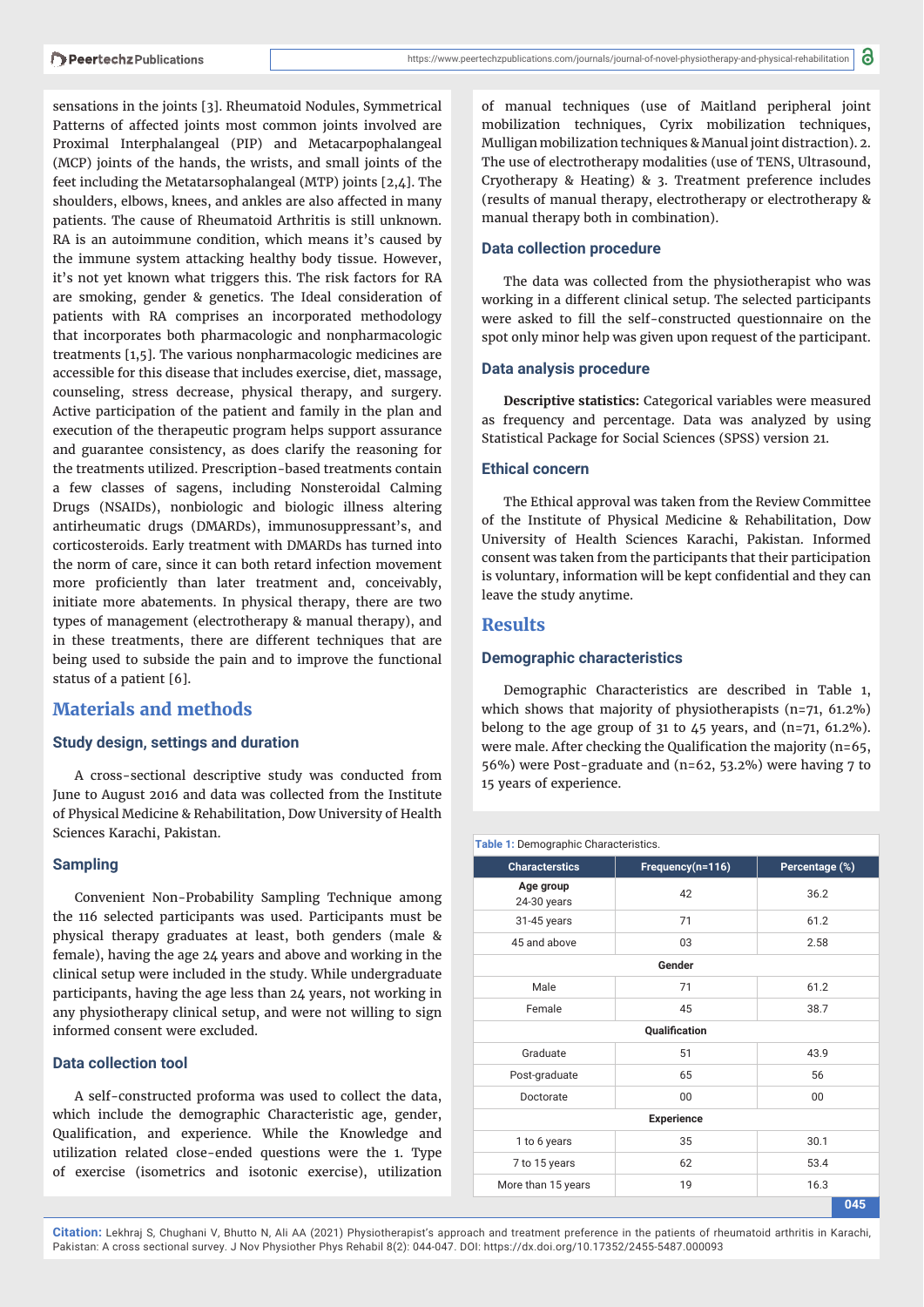sensations in the joints [3]. Rheumatoid Nodules, Symmetrical Patterns of affected joints most common joints involved are Proximal Interphalangeal (PIP) and Metacarpophalangeal (MCP) joints of the hands, the wrists, and small joints of the feet including the Metatarsophalangeal (MTP) joints [2,4]. The shoulders, elbows, knees, and ankles are also affected in many patients. The cause of Rheumatoid Arthritis is still unknown. RA is an autoimmune condition, which means it's caused by the immune system attacking healthy body tissue. However, it's not yet known what triggers this. The risk factors for RA are smoking, gender & genetics. The Ideal consideration of patients with RA comprises an incorporated methodology that incorporates both pharmacologic and nonpharmacologic treatments [1,5]. The various nonpharmacologic medicines are accessible for this disease that includes exercise, diet, massage, counseling, stress decrease, physical therapy, and surgery. Active participation of the patient and family in the plan and execution of the therapeutic program helps support assurance and guarantee consistency, as does clarify the reasoning for the treatments utilized. Prescription-based treatments contain a few classes of sagens, including Nonsteroidal Calming Drugs (NSAIDs), nonbiologic and biologic illness altering antirheumatic drugs (DMARDs), immunosuppressant's, and corticosteroids. Early treatment with DMARDs has turned into the norm of care, since it can both retard infection movement more proficiently than later treatment and, conceivably, initiate more abatements. In physical therapy, there are two types of management (electrotherapy & manual therapy), and in these treatments, there are different techniques that are being used to subside the pain and to improve the functional status of a patient [6].

## Materials and methods

### Study design, settings and duration

A cross-sectional descriptive study was conducted from June to August 2016 and data was collected from the Institute of Physical Medicine & Rehabilitation, Dow University of Health Sciences Karachi, Pakistan.

### Sampling

Convenient Non-Probability Sampling Technique among the 116 selected participants was used. Participants must be physical therapy graduates at least, both genders (male & female), having the age 24 years and above and working in the clinical setup were included in the study. While undergraduate participants, having the age less than 24 years, not working in any physiotherapy clinical setup, and were not willing to sign informed consent were excluded.

### Data collection tool

A self-constructed proforma was used to collect the data, which include the demographic Characteristic age, gender, Qualification, and experience. While the Knowledge and utilization related close-ended questions were the 1. Type of exercise (isometrics and isotonic exercise), utilization of manual techniques (use of Maitland peripheral joint mobilization techniques, Cyrix mobilization techniques, Mulligan mobilization techniques & Manual joint distraction). 2. The use of electrotherapy modalities (use of TENS, Ultrasound, Cryotherapy & Heating) & 3. Treatment preference includes (results of manual therapy, electrotherapy or electrotherapy & manual therapy both in combination).

### Data collection procedure

The data was collected from the physiotherapist who was working in a different clinical setup. The selected participants were asked to fill the self-constructed questionnaire on the spot only minor help was given upon request of the participant.

### Data analysis procedure

**Descriptive statistics:** Categorical variables were measured as frequency and percentage. Data was analyzed by using Statistical Package for Social Sciences (SPSS) version 21.

### Ethical concern

The Ethical approval was taken from the Review Committee of the Institute of Physical Medicine & Rehabilitation, Dow University of Health Sciences Karachi, Pakistan. Informed consent was taken from the participants that their participation is voluntary, information will be kept confidential and they can leave the study anytime.

## Results

### Demographic characteristics

Demographic Characteristics are described in Table 1, which shows that majority of physiotherapists (n=71, 61.2%) belong to the age group of 31 to 45 years, and (n=71, 61.2%). were male. After checking the Qualification the majority (n=65, 56%) were Post-graduate and (n=62, 53.2%) were having 7 to 15 years of experience.

**Table 1:** Demographic Characteristics.

| Characterstics | Frequency(n=116) | Percentage (%) |
|---|---|---|
| **Age group** 24-30 years | 42 | 36.2 |
| 31-45 years | 71 | 61.2 |
| 45 and above | 03 | 2.58 |
| **Gender** | | |
| Male | 71 | 61.2 |
| Female | 45 | 38.7 |
| **Qualification** | | |
| Graduate | 51 | 43.9 |
| Post-graduate | 65 | 56 |
| Doctorate | 00 | 00 |
| **Experience** | | |
| 1 to 6 years | 35 | 30.1 |
| 7 to 15 years | 62 | 53.4 |
| More than 15 years | 19 | 16.3 |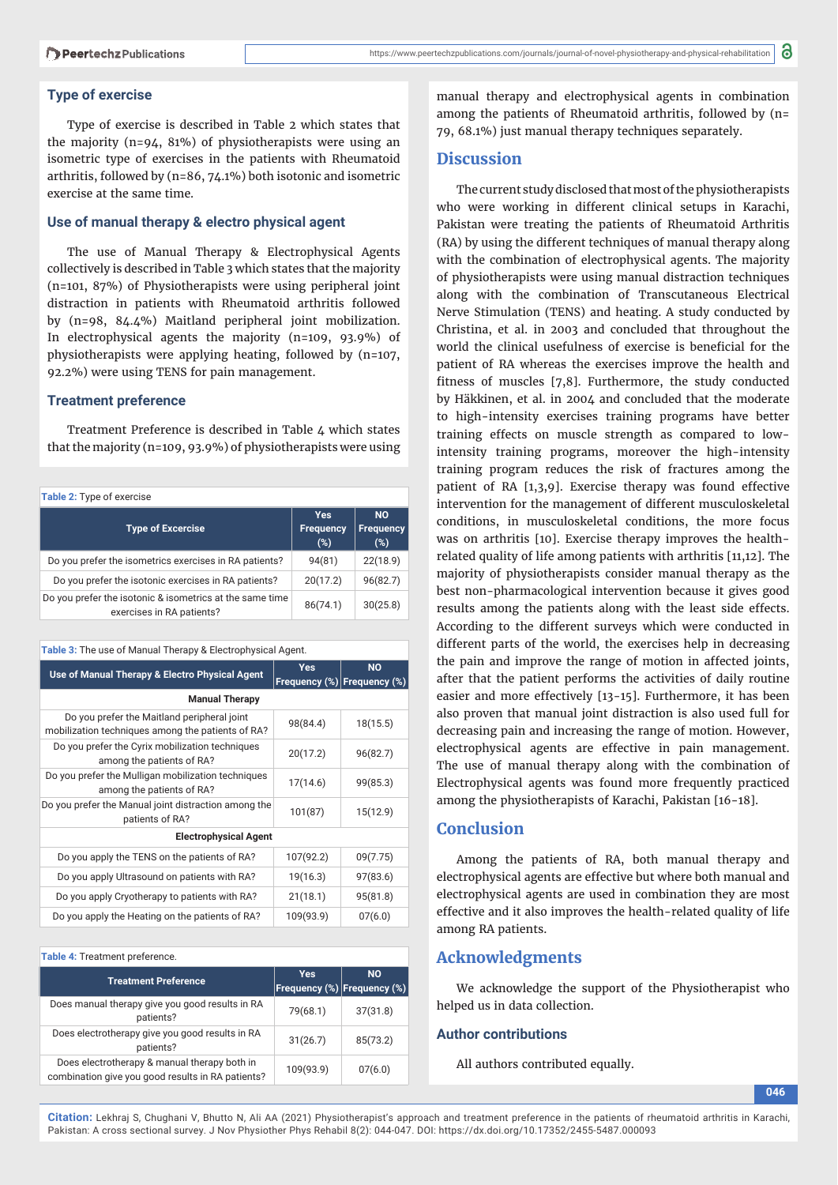### Type of exercise

Type of exercise is described in Table 2 which states that the majority (n=94, 81%) of physiotherapists were using an isometric type of exercises in the patients with Rheumatoid arthritis, followed by (n=86, 74.1%) both isotonic and isometric exercise at the same time.

### Use of manual therapy & electro physical agent

The use of Manual Therapy & Electrophysical Agents collectively is described in Table 3 which states that the majority (n=101, 87%) of Physiotherapists were using peripheral joint distraction in patients with Rheumatoid arthritis followed by (n=98, 84.4%) Maitland peripheral joint mobilization. In electrophysical agents the majority (n=109, 93.9%) of physiotherapists were applying heating, followed by (n=107, 92.2%) were using TENS for pain management.

### Treatment preference

Treatment Preference is described in Table 4 which states that the majority (n=109, 93.9%) of physiotherapists were using manual therapy and electrophysical agents in combination among the patients of Rheumatoid arthritis, followed by (n= 79, 68.1%) just manual therapy techniques separately.

**Table 2:** Type of exercise

| Type of Excercise | Yes Frequency (%) | NO Frequency (%) |
|---|---|---|
| Do you prefer the isometrics exercises in RA patients? | 94(81) | 22(18.9) |
| Do you prefer the isotonic exercises in RA patients? | 20(17.2) | 96(82.7) |
| Do you prefer the isotonic & isometrics at the same time exercises in RA patients? | 86(74.1) | 30(25.8) |

**Table 3:** The use of Manual Therapy & Electrophysical Agent.

| Use of Manual Therapy & Electro Physical Agent | Yes Frequency (%) | NO Frequency (%) |
|---|---|---|
| **Manual Therapy** | | |
| Do you prefer the Maitland peripheral joint mobilization techniques among the patients of RA? | 98(84.4) | 18(15.5) |
| Do you prefer the Cyrix mobilization techniques among the patients of RA? | 20(17.2) | 96(82.7) |
| Do you prefer the Mulligan mobilization techniques among the patients of RA? | 17(14.6) | 99(85.3) |
| Do you prefer the Manual joint distraction among the patients of RA? | 101(87) | 15(12.9) |
| **Electrophysical Agent** | | |
| Do you apply the TENS on the patients of RA? | 107(92.2) | 09(7.75) |
| Do you apply Ultrasound on patients with RA? | 19(16.3) | 97(83.6) |
| Do you apply Cryotherapy to patients with RA? | 21(18.1) | 95(81.8) |
| Do you apply the Heating on the patients of RA? | 109(93.9) | 07(6.0) |

**Table 4:** Treatment preference.

| Treatment Preference | Yes Frequency (%) | NO Frequency (%) |
|---|---|---|
| Does manual therapy give you good results in RA patients? | 79(68.1) | 37(31.8) |
| Does electrotherapy give you good results in RA patients? | 31(26.7) | 85(73.2) |
| Does electrotherapy & manual therapy both in combination give you good results in RA patients? | 109(93.9) | 07(6.0) |

## Discussion

The current study disclosed that most of the physiotherapists who were working in different clinical setups in Karachi, Pakistan were treating the patients of Rheumatoid Arthritis (RA) by using the different techniques of manual therapy along with the combination of electrophysical agents. The majority of physiotherapists were using manual distraction techniques along with the combination of Transcutaneous Electrical Nerve Stimulation (TENS) and heating. A study conducted by Christina, et al. in 2003 and concluded that throughout the world the clinical usefulness of exercise is beneficial for the patient of RA whereas the exercises improve the health and fitness of muscles [7,8]. Furthermore, the study conducted by Häkkinen, et al. in 2004 and concluded that the moderate to high-intensity exercises training programs have better training effects on muscle strength as compared to low-intensity training programs, moreover the high-intensity training program reduces the risk of fractures among the patient of RA [1,3,9]. Exercise therapy was found effective intervention for the management of different musculoskeletal conditions, in musculoskeletal conditions, the more focus was on arthritis [10]. Exercise therapy improves the health-related quality of life among patients with arthritis [11,12]. The majority of physiotherapists consider manual therapy as the best non-pharmacological intervention because it gives good results among the patients along with the least side effects. According to the different surveys which were conducted in different parts of the world, the exercises help in decreasing the pain and improve the range of motion in affected joints, after that the patient performs the activities of daily routine easier and more effectively [13-15]. Furthermore, it has been also proven that manual joint distraction is also used full for decreasing pain and increasing the range of motion. However, electrophysical agents are effective in pain management. The use of manual therapy along with the combination of Electrophysical agents was found more frequently practiced among the physiotherapists of Karachi, Pakistan [16-18].

## Conclusion

Among the patients of RA, both manual therapy and electrophysical agents are effective but where both manual and electrophysical agents are used in combination they are most effective and it also improves the health-related quality of life among RA patients.

## Acknowledgments

We acknowledge the support of the Physiotherapist who helped us in data collection.

### Author contributions

All authors contributed equally.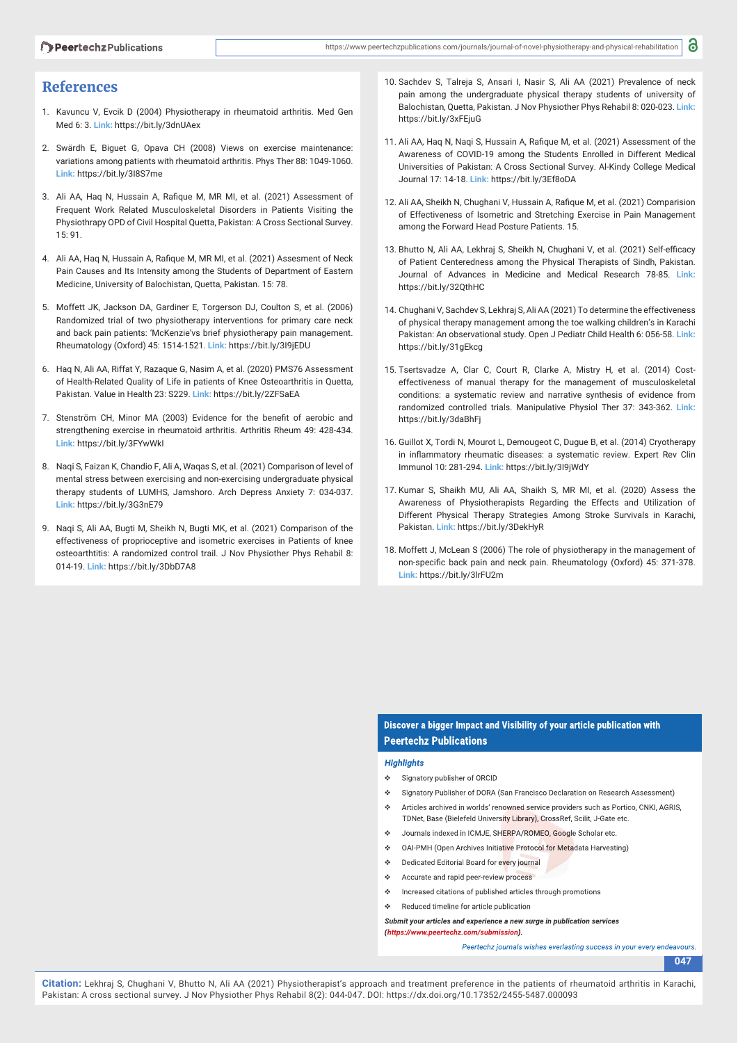## References

1. Kavuncu V, Evcik D (2004) Physiotherapy in rheumatoid arthritis. Med Gen Med 6: 3. **Link:** https://bit.ly/3dnUAex

2. Swärdh E, Biguet G, Opava CH (2008) Views on exercise maintenance: variations among patients with rheumatoid arthritis. Phys Ther 88: 1049-1060. **Link:** https://bit.ly/3I8S7me

3. Ali AA, Haq N, Hussain A, Rafique M, MR MI, et al. (2021) Assessment of Frequent Work Related Musculoskeletal Disorders in Patients Visiting the Physiothrapy OPD of Civil Hospital Quetta, Pakistan: A Cross Sectional Survey. 15: 91.

4. Ali AA, Haq N, Hussain A, Rafique M, MR MI, et al. (2021) Assesment of Neck Pain Causes and Its Intensity among the Students of Department of Eastern Medicine, University of Balochistan, Quetta, Pakistan. 15: 78.

5. Moffett JK, Jackson DA, Gardiner E, Torgerson DJ, Coulton S, et al. (2006) Randomized trial of two physiotherapy interventions for primary care neck and back pain patients: 'McKenzie'vs brief physiotherapy pain management. Rheumatology (Oxford) 45: 1514-1521. **Link:** https://bit.ly/3I9jEDU

6. Haq N, Ali AA, Riffat Y, Razaque G, Nasim A, et al. (2020) PMS76 Assessment of Health-Related Quality of Life in patients of Knee Osteoarthritis in Quetta, Pakistan. Value in Health 23: S229. **Link:** https://bit.ly/2ZFSaEA

7. Stenström CH, Minor MA (2003) Evidence for the benefit of aerobic and strengthening exercise in rheumatoid arthritis. Arthritis Rheum 49: 428-434. **Link:** https://bit.ly/3FYwWkI

8. Naqi S, Faizan K, Chandio F, Ali A, Waqas S, et al. (2021) Comparison of level of mental stress between exercising and non-exercising undergraduate physical therapy students of LUMHS, Jamshoro. Arch Depress Anxiety 7: 034-037. **Link:** https://bit.ly/3G3nE79

9. Naqi S, Ali AA, Bugti M, Sheikh N, Bugti MK, et al. (2021) Comparison of the effectiveness of proprioceptive and isometric exercises in Patients of knee osteoarthtitis: A randomized control trail. J Nov Physiother Phys Rehabil 8: 014-19. **Link:** https://bit.ly/3DbD7A8

10. Sachdev S, Talreja S, Ansari I, Nasir S, Ali AA (2021) Prevalence of neck pain among the undergraduate physical therapy students of university of Balochistan, Quetta, Pakistan. J Nov Physiother Phys Rehabil 8: 020-023. **Link:** https://bit.ly/3xFEjuG

11. Ali AA, Haq N, Naqi S, Hussain A, Rafique M, et al. (2021) Assessment of the Awareness of COVID-19 among the Students Enrolled in Different Medical Universities of Pakistan: A Cross Sectional Survey. Al-Kindy College Medical Journal 17: 14-18. **Link:** https://bit.ly/3Ef8oDA

12. Ali AA, Sheikh N, Chughani V, Hussain A, Rafique M, et al. (2021) Comparision of Effectiveness of Isometric and Stretching Exercise in Pain Management among the Forward Head Posture Patients. 15.

13. Bhutto N, Ali AA, Lekhraj S, Sheikh N, Chughani V, et al. (2021) Self-efficacy of Patient Centeredness among the Physical Therapists of Sindh, Pakistan. Journal of Advances in Medicine and Medical Research 78-85. **Link:** https://bit.ly/32QthHC

14. Chughani V, Sachdev S, Lekhraj S, Ali AA (2021) To determine the effectiveness of physical therapy management among the toe walking children's in Karachi Pakistan: An observational study. Open J Pediatr Child Health 6: 056-58. **Link:** https://bit.ly/31gEkcg

15. Tsertsvadze A, Clar C, Court R, Clarke A, Mistry H, et al. (2014) Cost-effectiveness of manual therapy for the management of musculoskeletal conditions: a systematic review and narrative synthesis of evidence from randomized controlled trials. Manipulative Physiol Ther 37: 343-362. **Link:** https://bit.ly/3daBhFj

16. Guillot X, Tordi N, Mourot L, Demougeot C, Dugue B, et al. (2014) Cryotherapy in inflammatory rheumatic diseases: a systematic review. Expert Rev Clin Immunol 10: 281-294. **Link:** https://bit.ly/3I9jWdY

17. Kumar S, Shaikh MU, Ali AA, Shaikh S, MR MI, et al. (2020) Assess the Awareness of Physiotherapists Regarding the Effects and Utilization of Different Physical Therapy Strategies Among Stroke Survivals in Karachi, Pakistan. **Link:** https://bit.ly/3DekHyR

18. Moffett J, McLean S (2006) The role of physiotherapy in the management of non-specific back pain and neck pain. Rheumatology (Oxford) 45: 371-378. **Link:** https://bit.ly/3lrFU2m

**Discover a bigger Impact and Visibility of your article publication with Peertechz Publications**

***Highlights***

- Signatory publisher of ORCID
- Signatory Publisher of DORA (San Francisco Declaration on Research Assessment)
- Articles archived in worlds' renowned service providers such as Portico, CNKI, AGRIS, TDNet, Base (Bielefeld University Library), CrossRef, Scilit, J-Gate etc.
- Journals indexed in ICMJE, SHERPA/ROMEO, Google Scholar etc.
- OAI-PMH (Open Archives Initiative Protocol for Metadata Harvesting)
- Dedicated Editorial Board for every journal
- Accurate and rapid peer-review process
- Increased citations of published articles through promotions
- Reduced timeline for article publication

***Submit your articles and experience a new surge in publication services (https://www.peertechz.com/submission).***

*Peertechz journals wishes everlasting success in your every endeavours.*

**Citation:** Lekhraj S, Chughani V, Bhutto N, Ali AA (2021) Physiotherapist's approach and treatment preference in the patients of rheumatoid arthritis in Karachi, Pakistan: A cross sectional survey. J Nov Physiother Phys Rehabil 8(2): 044-047. DOI: https://dx.doi.org/10.17352/2455-5487.000093